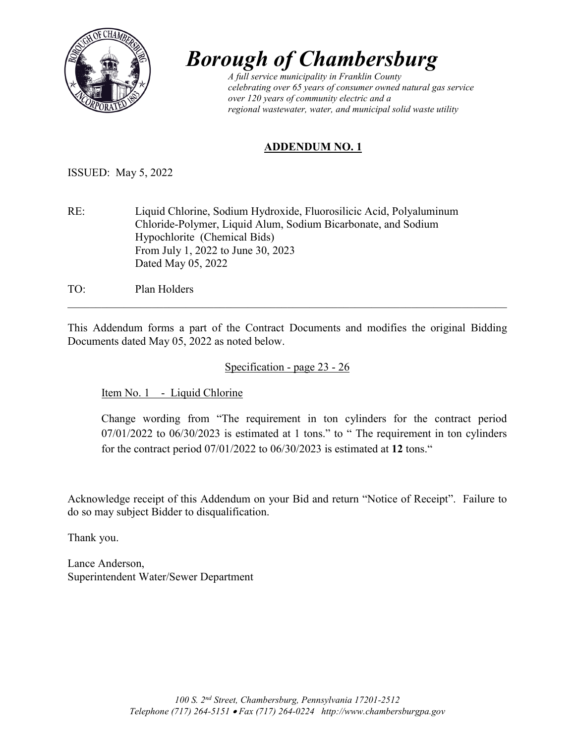# *Borough of Chambersburg*

*A full service municipality in Franklin County*
*celebrating over 65 years of consumer owned natural gas service*
*over 120 years of community electric and a*
*regional wastewater, water, and municipal solid waste utility*

## ADDENDUM NO. 1

ISSUED: May 5, 2022

RE: Liquid Chlorine, Sodium Hydroxide, Fluorosilicic Acid, Polyaluminum Chloride-Polymer, Liquid Alum, Sodium Bicarbonate, and Sodium Hypochlorite (Chemical Bids)
From July 1, 2022 to June 30, 2023
Dated May 05, 2022

TO: Plan Holders

---

This Addendum forms a part of the Contract Documents and modifies the original Bidding Documents dated May 05, 2022 as noted below.

Specification - page 23 - 26

Item No. 1 - Liquid Chlorine

Change wording from "The requirement in ton cylinders for the contract period 07/01/2022 to 06/30/2023 is estimated at 1 tons." to " The requirement in ton cylinders for the contract period 07/01/2022 to 06/30/2023 is estimated at **12** tons."

Acknowledge receipt of this Addendum on your Bid and return "Notice of Receipt". Failure to do so may subject Bidder to disqualification.

Thank you.

Lance Anderson,
Superintendent Water/Sewer Department

*100 S. 2nd Street, Chambersburg, Pennsylvania 17201-2512*
*Telephone (717) 264-5151 • Fax (717) 264-0224 http://www.chambersburgpa.gov*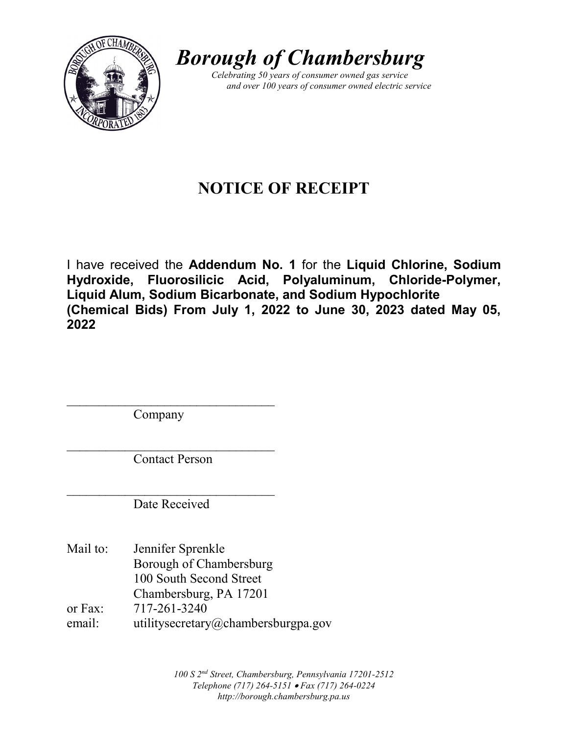# *Borough of Chambersburg*

*Celebrating 50 years of consumer owned gas service and over 100 years of consumer owned electric service*

## NOTICE OF RECEIPT

I have received the **Addendum No. 1** for the **Liquid Chlorine, Sodium Hydroxide, Fluorosilicic Acid, Polyaluminum, Chloride-Polymer, Liquid Alum, Sodium Bicarbonate, and Sodium Hypochlorite (Chemical Bids) From July 1, 2022 to June 30, 2023 dated May 05, 2022**

\_\_\_\_\_\_\_\_\_\_\_\_\_\_\_\_\_\_\_\_\_\_\_\_\_\_\_\_\_\_\_\_
Company

\_\_\_\_\_\_\_\_\_\_\_\_\_\_\_\_\_\_\_\_\_\_\_\_\_\_\_\_\_\_\_\_
Contact Person

\_\_\_\_\_\_\_\_\_\_\_\_\_\_\_\_\_\_\_\_\_\_\_\_\_\_\_\_\_\_\_\_
Date Received

Mail to: Jennifer Sprenkle
Borough of Chambersburg
100 South Second Street
Chambersburg, PA 17201
or Fax: 717-261-3240
email: utilitysecretary@chambersburgpa.gov

*100 S 2nd Street, Chambersburg, Pennsylvania 17201-2512*
*Telephone (717) 264-5151 • Fax (717) 264-0224*
*http://borough.chambersburg.pa.us*